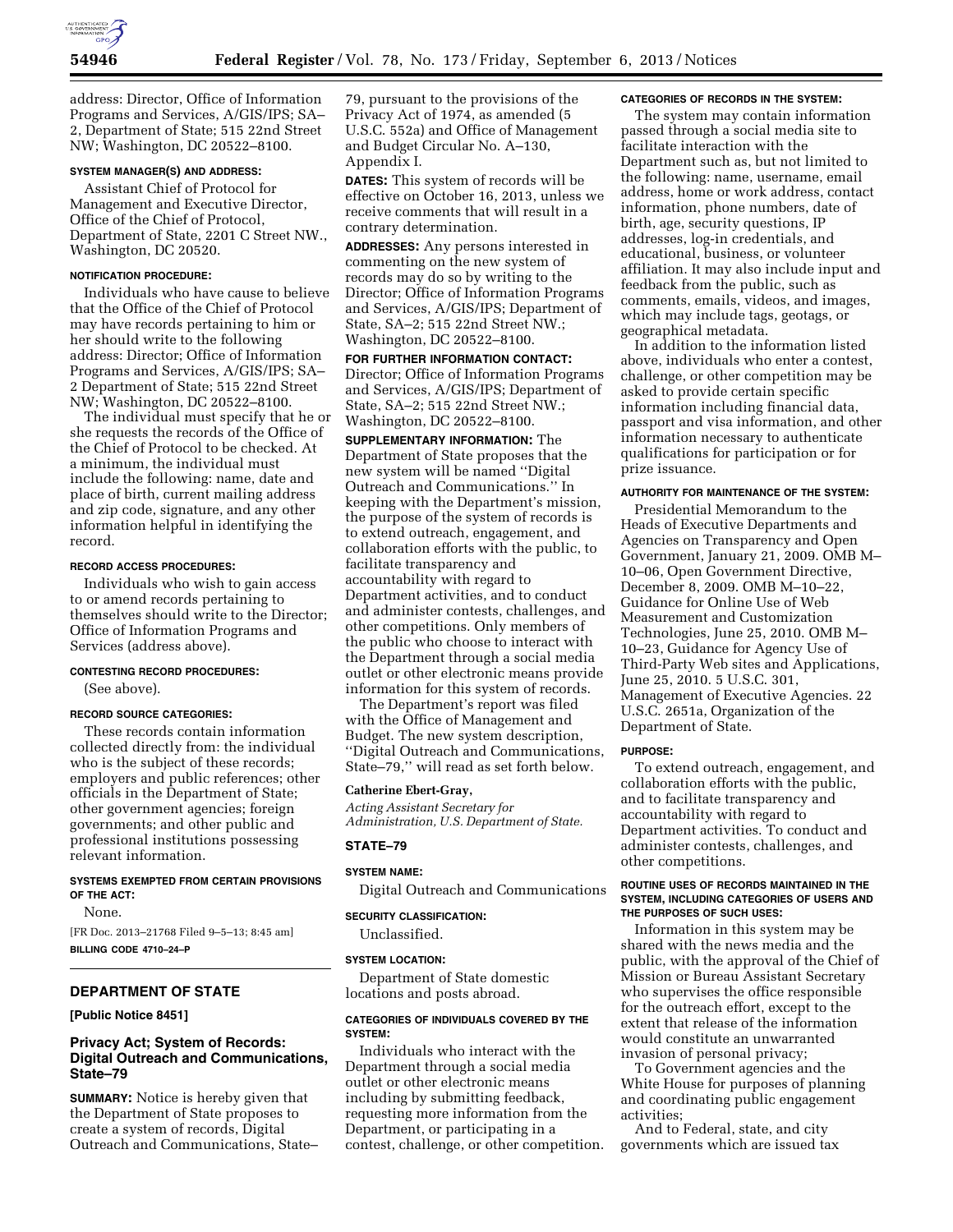address: Director, Office of Information Programs and Services, A/GIS/IPS; SA–2, Department of State; 515 22nd Street NW; Washington, DC 20522–8100.

**SYSTEM MANAGER(S) AND ADDRESS:**

Assistant Chief of Protocol for Management and Executive Director, Office of the Chief of Protocol, Department of State, 2201 C Street NW., Washington, DC 20520.

**NOTIFICATION PROCEDURE:**

Individuals who have cause to believe that the Office of the Chief of Protocol may have records pertaining to him or her should write to the following address: Director; Office of Information Programs and Services, A/GIS/IPS; SA–2 Department of State; 515 22nd Street NW; Washington, DC 20522–8100.

The individual must specify that he or she requests the records of the Office of the Chief of Protocol to be checked. At a minimum, the individual must include the following: name, date and place of birth, current mailing address and zip code, signature, and any other information helpful in identifying the record.

**RECORD ACCESS PROCEDURES:**

Individuals who wish to gain access to or amend records pertaining to themselves should write to the Director; Office of Information Programs and Services (address above).

**CONTESTING RECORD PROCEDURES:**

(See above).

**RECORD SOURCE CATEGORIES:**

These records contain information collected directly from: the individual who is the subject of these records; employers and public references; other officials in the Department of State; other government agencies; foreign governments; and other public and professional institutions possessing relevant information.

**SYSTEMS EXEMPTED FROM CERTAIN PROVISIONS OF THE ACT:**

None.

[FR Doc. 2013–21768 Filed 9–5–13; 8:45 am]

**BILLING CODE 4710–24–P**

## DEPARTMENT OF STATE

**[Public Notice 8451]**

### Privacy Act; System of Records: Digital Outreach and Communications, State–79

**SUMMARY:** Notice is hereby given that the Department of State proposes to create a system of records, Digital Outreach and Communications, State–79, pursuant to the provisions of the Privacy Act of 1974, as amended (5 U.S.C. 552a) and Office of Management and Budget Circular No. A–130, Appendix I.

**DATES:** This system of records will be effective on October 16, 2013, unless we receive comments that will result in a contrary determination.

**ADDRESSES:** Any persons interested in commenting on the new system of records may do so by writing to the Director; Office of Information Programs and Services, A/GIS/IPS; Department of State, SA–2; 515 22nd Street NW.; Washington, DC 20522–8100.

**FOR FURTHER INFORMATION CONTACT:** Director; Office of Information Programs and Services, A/GIS/IPS; Department of State, SA–2; 515 22nd Street NW.; Washington, DC 20522–8100.

**SUPPLEMENTARY INFORMATION:** The Department of State proposes that the new system will be named ''Digital Outreach and Communications.'' In keeping with the Department's mission, the purpose of the system of records is to extend outreach, engagement, and collaboration efforts with the public, to facilitate transparency and accountability with regard to Department activities, and to conduct and administer contests, challenges, and other competitions. Only members of the public who choose to interact with the Department through a social media outlet or other electronic means provide information for this system of records.

The Department's report was filed with the Office of Management and Budget. The new system description, ''Digital Outreach and Communications, State–79,'' will read as set forth below.

**Catherine Ebert-Gray,**

*Acting Assistant Secretary for Administration, U.S. Department of State.*

**STATE–79**

**SYSTEM NAME:**

Digital Outreach and Communications

**SECURITY CLASSIFICATION:**

Unclassified.

**SYSTEM LOCATION:**

Department of State domestic locations and posts abroad.

**CATEGORIES OF INDIVIDUALS COVERED BY THE SYSTEM:**

Individuals who interact with the Department through a social media outlet or other electronic means including by submitting feedback, requesting more information from the Department, or participating in a contest, challenge, or other competition.

**CATEGORIES OF RECORDS IN THE SYSTEM:**

The system may contain information passed through a social media site to facilitate interaction with the Department such as, but not limited to the following: name, username, email address, home or work address, contact information, phone numbers, date of birth, age, security questions, IP addresses, log-in credentials, and educational, business, or volunteer affiliation. It may also include input and feedback from the public, such as comments, emails, videos, and images, which may include tags, geotags, or geographical metadata.

In addition to the information listed above, individuals who enter a contest, challenge, or other competition may be asked to provide certain specific information including financial data, passport and visa information, and other information necessary to authenticate qualifications for participation or for prize issuance.

**AUTHORITY FOR MAINTENANCE OF THE SYSTEM:**

Presidential Memorandum to the Heads of Executive Departments and Agencies on Transparency and Open Government, January 21, 2009. OMB M–10–06, Open Government Directive, December 8, 2009. OMB M–10–22, Guidance for Online Use of Web Measurement and Customization Technologies, June 25, 2010. OMB M–10–23, Guidance for Agency Use of Third-Party Web sites and Applications, June 25, 2010. 5 U.S.C. 301, Management of Executive Agencies. 22 U.S.C. 2651a, Organization of the Department of State.

**PURPOSE:**

To extend outreach, engagement, and collaboration efforts with the public, and to facilitate transparency and accountability with regard to Department activities. To conduct and administer contests, challenges, and other competitions.

**ROUTINE USES OF RECORDS MAINTAINED IN THE SYSTEM, INCLUDING CATEGORIES OF USERS AND THE PURPOSES OF SUCH USES:**

Information in this system may be shared with the news media and the public, with the approval of the Chief of Mission or Bureau Assistant Secretary who supervises the office responsible for the outreach effort, except to the extent that release of the information would constitute an unwarranted invasion of personal privacy;

To Government agencies and the White House for purposes of planning and coordinating public engagement activities;

And to Federal, state, and city governments which are issued tax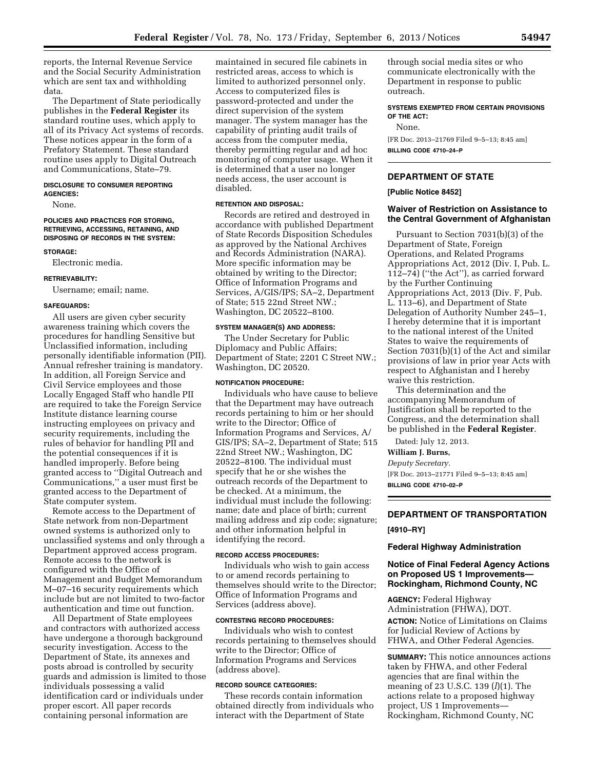reports, the Internal Revenue Service and the Social Security Administration which are sent tax and withholding data.

The Department of State periodically publishes in the **Federal Register** its standard routine uses, which apply to all of its Privacy Act systems of records. These notices appear in the form of a Prefatory Statement. These standard routine uses apply to Digital Outreach and Communications, State–79.

#### DISCLOSURE TO CONSUMER REPORTING AGENCIES:

None.

#### POLICIES AND PRACTICES FOR STORING, RETRIEVING, ACCESSING, RETAINING, AND DISPOSING OF RECORDS IN THE SYSTEM:

#### STORAGE:

Electronic media.

#### RETRIEVABILITY:

Username; email; name.

#### SAFEGUARDS:

All users are given cyber security awareness training which covers the procedures for handling Sensitive but Unclassified information, including personally identifiable information (PII). Annual refresher training is mandatory. In addition, all Foreign Service and Civil Service employees and those Locally Engaged Staff who handle PII are required to take the Foreign Service Institute distance learning course instructing employees on privacy and security requirements, including the rules of behavior for handling PII and the potential consequences if it is handled improperly. Before being granted access to ''Digital Outreach and Communications,'' a user must first be granted access to the Department of State computer system.

Remote access to the Department of State network from non-Department owned systems is authorized only to unclassified systems and only through a Department approved access program. Remote access to the network is configured with the Office of Management and Budget Memorandum M–07–16 security requirements which include but are not limited to two-factor authentication and time out function.

All Department of State employees and contractors with authorized access have undergone a thorough background security investigation. Access to the Department of State, its annexes and posts abroad is controlled by security guards and admission is limited to those individuals possessing a valid identification card or individuals under proper escort. All paper records containing personal information are maintained in secured file cabinets in restricted areas, access to which is limited to authorized personnel only. Access to computerized files is password-protected and under the direct supervision of the system manager. The system manager has the capability of printing audit trails of access from the computer media, thereby permitting regular and ad hoc monitoring of computer usage. When it is determined that a user no longer needs access, the user account is disabled.

#### RETENTION AND DISPOSAL:

Records are retired and destroyed in accordance with published Department of State Records Disposition Schedules as approved by the National Archives and Records Administration (NARA). More specific information may be obtained by writing to the Director; Office of Information Programs and Services, A/GIS/IPS; SA–2, Department of State; 515 22nd Street NW.; Washington, DC 20522–8100.

#### SYSTEM MANAGER(S) AND ADDRESS:

The Under Secretary for Public Diplomacy and Public Affairs; Department of State; 2201 C Street NW.; Washington, DC 20520.

#### NOTIFICATION PROCEDURE:

Individuals who have cause to believe that the Department may have outreach records pertaining to him or her should write to the Director; Office of Information Programs and Services, A/GIS/IPS; SA–2, Department of State; 515 22nd Street NW.; Washington, DC 20522–8100. The individual must specify that he or she wishes the outreach records of the Department to be checked. At a minimum, the individual must include the following: name; date and place of birth; current mailing address and zip code; signature; and other information helpful in identifying the record.

#### RECORD ACCESS PROCEDURES:

Individuals who wish to gain access to or amend records pertaining to themselves should write to the Director; Office of Information Programs and Services (address above).

#### CONTESTING RECORD PROCEDURES:

Individuals who wish to contest records pertaining to themselves should write to the Director; Office of Information Programs and Services (address above).

#### RECORD SOURCE CATEGORIES:

These records contain information obtained directly from individuals who interact with the Department of State through social media sites or who communicate electronically with the Department in response to public outreach.

#### SYSTEMS EXEMPTED FROM CERTAIN PROVISIONS OF THE ACT:

None.

[FR Doc. 2013–21769 Filed 9–5–13; 8:45 am]

**BILLING CODE 4710–24–P**

---

## DEPARTMENT OF STATE

**[Public Notice 8452]**

### Waiver of Restriction on Assistance to the Central Government of Afghanistan

Pursuant to Section 7031(b)(3) of the Department of State, Foreign Operations, and Related Programs Appropriations Act, 2012 (Div. I, Pub. L. 112–74) (''the Act''), as carried forward by the Further Continuing Appropriations Act, 2013 (Div. F, Pub. L. 113–6), and Department of State Delegation of Authority Number 245–1, I hereby determine that it is important to the national interest of the United States to waive the requirements of Section 7031(b)(1) of the Act and similar provisions of law in prior year Acts with respect to Afghanistan and I hereby waive this restriction.

This determination and the accompanying Memorandum of Justification shall be reported to the Congress, and the determination shall be published in the **Federal Register**.

Dated: July 12, 2013.

**William J. Burns,**

*Deputy Secretary.*

[FR Doc. 2013–21771 Filed 9–5–13; 8:45 am]

**BILLING CODE 4710–02–P**

---

## DEPARTMENT OF TRANSPORTATION

**[4910–RY]**

### Federal Highway Administration

### Notice of Final Federal Agency Actions on Proposed US 1 Improvements—Rockingham, Richmond County, NC

**AGENCY:** Federal Highway Administration (FHWA), DOT.

**ACTION:** Notice of Limitations on Claims for Judicial Review of Actions by FHWA, and Other Federal Agencies.

**SUMMARY:** This notice announces actions taken by FHWA, and other Federal agencies that are final within the meaning of 23 U.S.C. 139 (*l*)(1). The actions relate to a proposed highway project, US 1 Improvements—Rockingham, Richmond County, NC